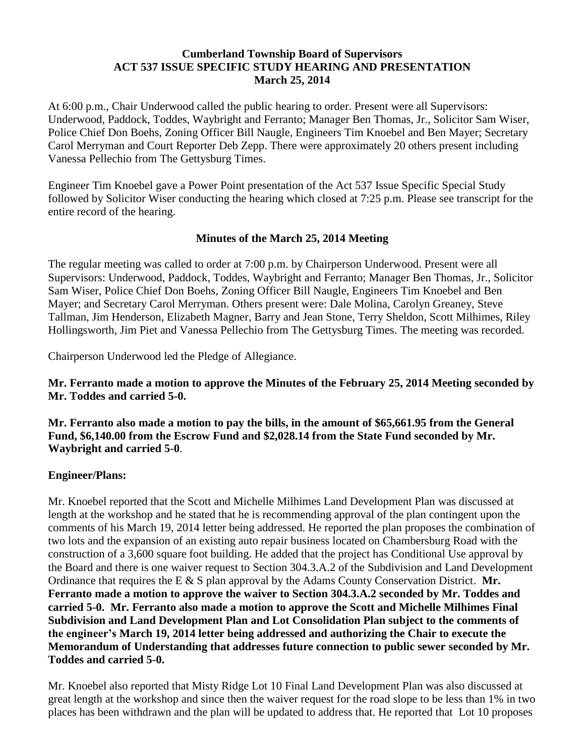**Cumberland Township Board of Supervisors**
**ACT 537 ISSUE SPECIFIC STUDY HEARING AND PRESENTATION**
**March 25, 2014**

At 6:00 p.m., Chair Underwood called the public hearing to order. Present were all Supervisors: Underwood, Paddock, Toddes, Waybright and Ferranto; Manager Ben Thomas, Jr., Solicitor Sam Wiser, Police Chief Don Boehs, Zoning Officer Bill Naugle, Engineers Tim Knoebel and Ben Mayer; Secretary Carol Merryman and Court Reporter Deb Zepp. There were approximately 20 others present including Vanessa Pellechio from The Gettysburg Times.

Engineer Tim Knoebel gave a Power Point presentation of the Act 537 Issue Specific Special Study followed by Solicitor Wiser conducting the hearing which closed at 7:25 p.m. Please see transcript for the entire record of the hearing.

**Minutes of the March 25, 2014 Meeting**

The regular meeting was called to order at 7:00 p.m. by Chairperson Underwood. Present were all Supervisors: Underwood, Paddock, Toddes, Waybright and Ferranto; Manager Ben Thomas, Jr., Solicitor Sam Wiser, Police Chief Don Boehs, Zoning Officer Bill Naugle, Engineers Tim Knoebel and Ben Mayer; and Secretary Carol Merryman. Others present were: Dale Molina, Carolyn Greaney, Steve Tallman, Jim Henderson, Elizabeth Magner, Barry and Jean Stone, Terry Sheldon, Scott Milhimes, Riley Hollingsworth, Jim Piet and Vanessa Pellechio from The Gettysburg Times. The meeting was recorded.

Chairperson Underwood led the Pledge of Allegiance.

**Mr. Ferranto made a motion to approve the Minutes of the February 25, 2014 Meeting seconded by Mr. Toddes and carried 5-0.**

**Mr. Ferranto also made a motion to pay the bills, in the amount of $65,661.95 from the General Fund, $6,140.00 from the Escrow Fund and $2,028.14 from the State Fund seconded by Mr. Waybright and carried 5-0**.

**Engineer/Plans:**

Mr. Knoebel reported that the Scott and Michelle Milhimes Land Development Plan was discussed at length at the workshop and he stated that he is recommending approval of the plan contingent upon the comments of his March 19, 2014 letter being addressed. He reported the plan proposes the combination of two lots and the expansion of an existing auto repair business located on Chambersburg Road with the construction of a 3,600 square foot building. He added that the project has Conditional Use approval by the Board and there is one waiver request to Section 304.3.A.2 of the Subdivision and Land Development Ordinance that requires the E & S plan approval by the Adams County Conservation District. **Mr. Ferranto made a motion to approve the waiver to Section 304.3.A.2 seconded by Mr. Toddes and carried 5-0. Mr. Ferranto also made a motion to approve the Scott and Michelle Milhimes Final Subdivision and Land Development Plan and Lot Consolidation Plan subject to the comments of the engineer's March 19, 2014 letter being addressed and authorizing the Chair to execute the Memorandum of Understanding that addresses future connection to public sewer seconded by Mr. Toddes and carried 5-0.**

Mr. Knoebel also reported that Misty Ridge Lot 10 Final Land Development Plan was also discussed at great length at the workshop and since then the waiver request for the road slope to be less than 1% in two places has been withdrawn and the plan will be updated to address that. He reported that Lot 10 proposes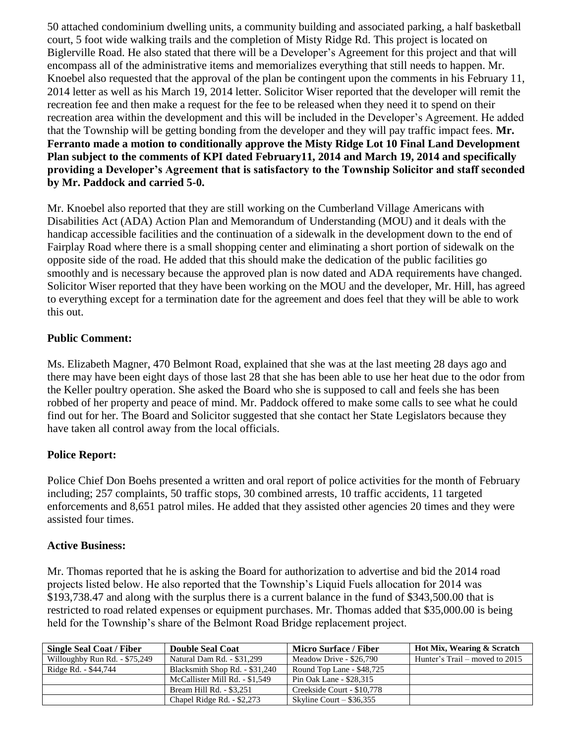50 attached condominium dwelling units, a community building and associated parking, a half basketball court, 5 foot wide walking trails and the completion of Misty Ridge Rd. This project is located on Biglerville Road. He also stated that there will be a Developer's Agreement for this project and that will encompass all of the administrative items and memorializes everything that still needs to happen. Mr. Knoebel also requested that the approval of the plan be contingent upon the comments in his February 11, 2014 letter as well as his March 19, 2014 letter. Solicitor Wiser reported that the developer will remit the recreation fee and then make a request for the fee to be released when they need it to spend on their recreation area within the development and this will be included in the Developer's Agreement. He added that the Township will be getting bonding from the developer and they will pay traffic impact fees. **Mr. Ferranto made a motion to conditionally approve the Misty Ridge Lot 10 Final Land Development Plan subject to the comments of KPI dated February11, 2014 and March 19, 2014 and specifically providing a Developer's Agreement that is satisfactory to the Township Solicitor and staff seconded by Mr. Paddock and carried 5-0.**

Mr. Knoebel also reported that they are still working on the Cumberland Village Americans with Disabilities Act (ADA) Action Plan and Memorandum of Understanding (MOU) and it deals with the handicap accessible facilities and the continuation of a sidewalk in the development down to the end of Fairplay Road where there is a small shopping center and eliminating a short portion of sidewalk on the opposite side of the road. He added that this should make the dedication of the public facilities go smoothly and is necessary because the approved plan is now dated and ADA requirements have changed. Solicitor Wiser reported that they have been working on the MOU and the developer, Mr. Hill, has agreed to everything except for a termination date for the agreement and does feel that they will be able to work this out.

## Public Comment:

Ms. Elizabeth Magner, 470 Belmont Road, explained that she was at the last meeting 28 days ago and there may have been eight days of those last 28 that she has been able to use her heat due to the odor from the Keller poultry operation. She asked the Board who she is supposed to call and feels she has been robbed of her property and peace of mind. Mr. Paddock offered to make some calls to see what he could find out for her. The Board and Solicitor suggested that she contact her State Legislators because they have taken all control away from the local officials.

## Police Report:

Police Chief Don Boehs presented a written and oral report of police activities for the month of February including; 257 complaints, 50 traffic stops, 30 combined arrests, 10 traffic accidents, 11 targeted enforcements and 8,651 patrol miles. He added that they assisted other agencies 20 times and they were assisted four times.

## Active Business:

Mr. Thomas reported that he is asking the Board for authorization to advertise and bid the 2014 road projects listed below. He also reported that the Township's Liquid Fuels allocation for 2014 was $193,738.47 and along with the surplus there is a current balance in the fund of $343,500.00 that is restricted to road related expenses or equipment purchases. Mr. Thomas added that $35,000.00 is being held for the Township's share of the Belmont Road Bridge replacement project.

| Single Seal Coat / Fiber | Double Seal Coat | Micro Surface / Fiber | Hot Mix, Wearing & Scratch |
|---|---|---|---|
| Willoughby Run Rd. - $75,249 | Natural Dam Rd. - $31,299 | Meadow Drive - $26,790 | Hunter's Trail – moved to 2015 |
| Ridge Rd. - $44,744 | Blacksmith Shop Rd. - $31,240 | Round Top Lane - $48,725 | |
| | McCallister Mill Rd. - $1,549 | Pin Oak Lane - $28,315 | |
| | Bream Hill Rd. - $3,251 | Creekside Court - $10,778 | |
| | Chapel Ridge Rd. - $2,273 | Skyline Court – $36,355 | |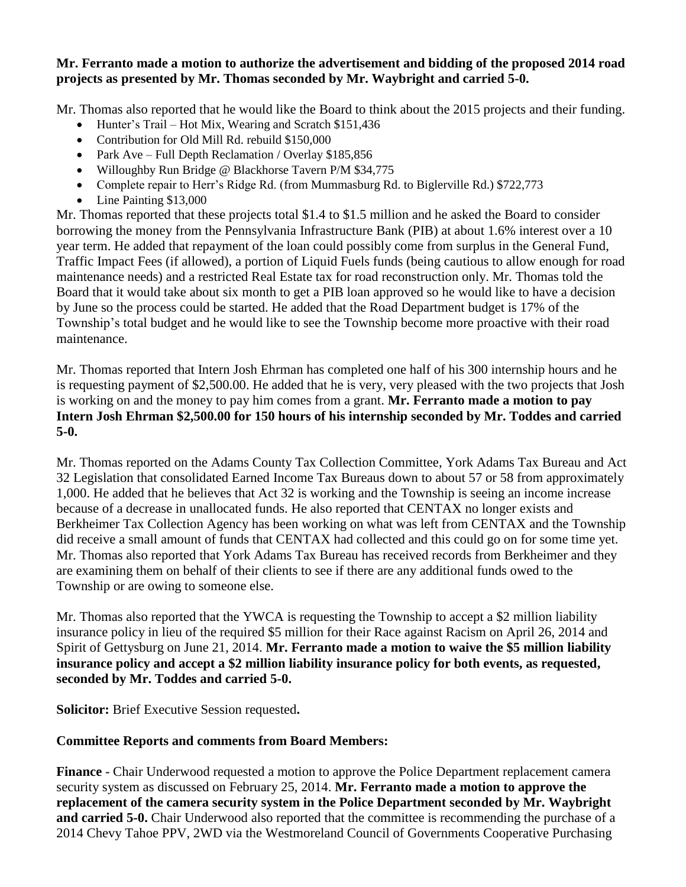**Mr. Ferranto made a motion to authorize the advertisement and bidding of the proposed 2014 road projects as presented by Mr. Thomas seconded by Mr. Waybright and carried 5-0.**

Mr. Thomas also reported that he would like the Board to think about the 2015 projects and their funding.

- Hunter's Trail – Hot Mix, Wearing and Scratch $151,436
- Contribution for Old Mill Rd. rebuild $150,000
- Park Ave – Full Depth Reclamation / Overlay $185,856
- Willoughby Run Bridge @ Blackhorse Tavern P/M $34,775
- Complete repair to Herr's Ridge Rd. (from Mummasburg Rd. to Biglerville Rd.) $722,773
- Line Painting $13,000

Mr. Thomas reported that these projects total $1.4 to $1.5 million and he asked the Board to consider borrowing the money from the Pennsylvania Infrastructure Bank (PIB) at about 1.6% interest over a 10 year term. He added that repayment of the loan could possibly come from surplus in the General Fund, Traffic Impact Fees (if allowed), a portion of Liquid Fuels funds (being cautious to allow enough for road maintenance needs) and a restricted Real Estate tax for road reconstruction only. Mr. Thomas told the Board that it would take about six month to get a PIB loan approved so he would like to have a decision by June so the process could be started. He added that the Road Department budget is 17% of the Township's total budget and he would like to see the Township become more proactive with their road maintenance.

Mr. Thomas reported that Intern Josh Ehrman has completed one half of his 300 internship hours and he is requesting payment of $2,500.00. He added that he is very, very pleased with the two projects that Josh is working on and the money to pay him comes from a grant. **Mr. Ferranto made a motion to pay Intern Josh Ehrman $2,500.00 for 150 hours of his internship seconded by Mr. Toddes and carried 5-0.**

Mr. Thomas reported on the Adams County Tax Collection Committee, York Adams Tax Bureau and Act 32 Legislation that consolidated Earned Income Tax Bureaus down to about 57 or 58 from approximately 1,000. He added that he believes that Act 32 is working and the Township is seeing an income increase because of a decrease in unallocated funds. He also reported that CENTAX no longer exists and Berkheimer Tax Collection Agency has been working on what was left from CENTAX and the Township did receive a small amount of funds that CENTAX had collected and this could go on for some time yet. Mr. Thomas also reported that York Adams Tax Bureau has received records from Berkheimer and they are examining them on behalf of their clients to see if there are any additional funds owed to the Township or are owing to someone else.

Mr. Thomas also reported that the YWCA is requesting the Township to accept a $2 million liability insurance policy in lieu of the required $5 million for their Race against Racism on April 26, 2014 and Spirit of Gettysburg on June 21, 2014. **Mr. Ferranto made a motion to waive the $5 million liability insurance policy and accept a $2 million liability insurance policy for both events, as requested, seconded by Mr. Toddes and carried 5-0.**

**Solicitor:** Brief Executive Session requested**.**

**Committee Reports and comments from Board Members:**

**Finance** - Chair Underwood requested a motion to approve the Police Department replacement camera security system as discussed on February 25, 2014. **Mr. Ferranto made a motion to approve the replacement of the camera security system in the Police Department seconded by Mr. Waybright and carried 5-0.** Chair Underwood also reported that the committee is recommending the purchase of a 2014 Chevy Tahoe PPV, 2WD via the Westmoreland Council of Governments Cooperative Purchasing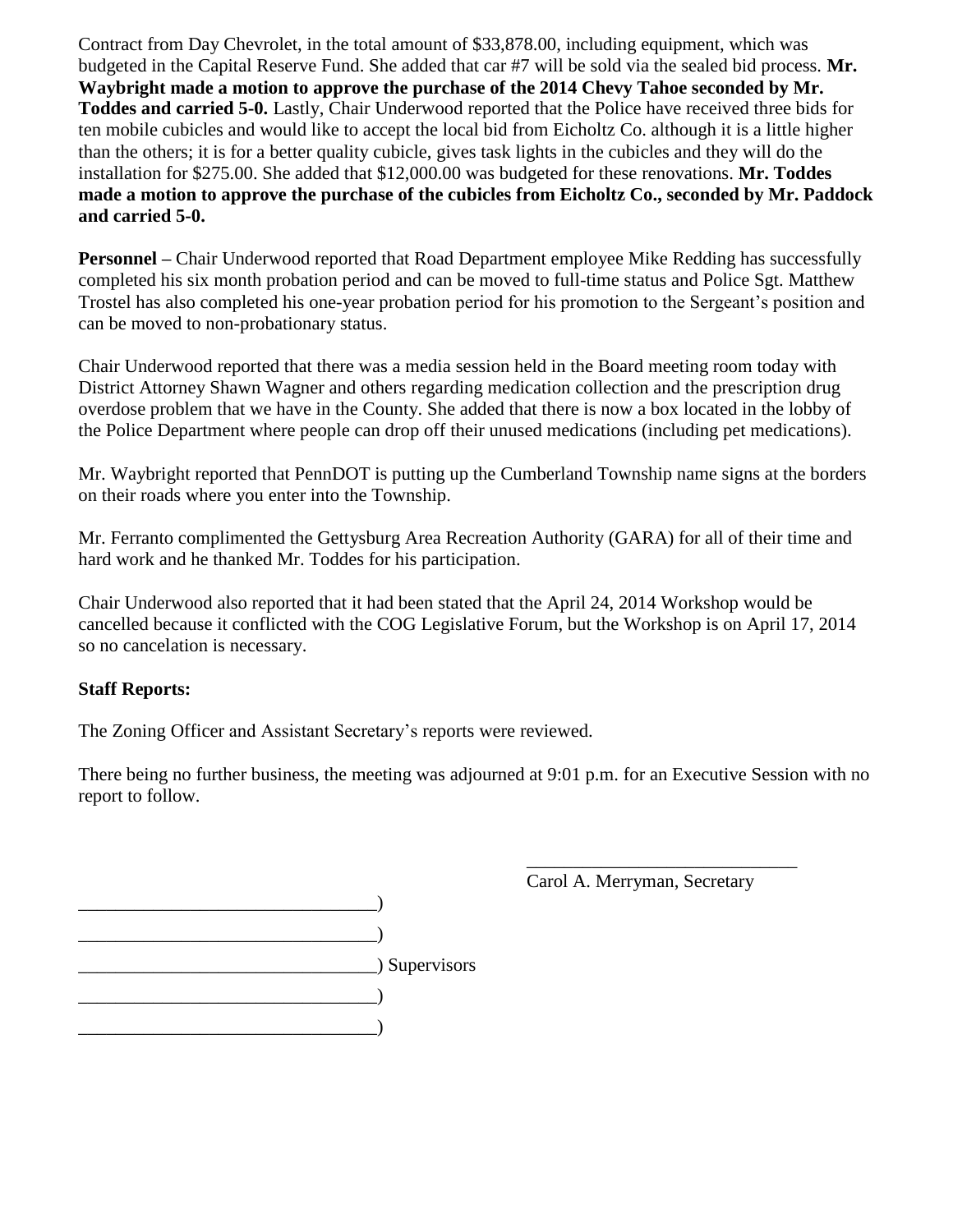Contract from Day Chevrolet, in the total amount of $33,878.00, including equipment, which was budgeted in the Capital Reserve Fund. She added that car #7 will be sold via the sealed bid process. **Mr. Waybright made a motion to approve the purchase of the 2014 Chevy Tahoe seconded by Mr. Toddes and carried 5-0.** Lastly, Chair Underwood reported that the Police have received three bids for ten mobile cubicles and would like to accept the local bid from Eicholtz Co. although it is a little higher than the others; it is for a better quality cubicle, gives task lights in the cubicles and they will do the installation for $275.00. She added that $12,000.00 was budgeted for these renovations. **Mr. Toddes made a motion to approve the purchase of the cubicles from Eicholtz Co., seconded by Mr. Paddock and carried 5-0.**

**Personnel –** Chair Underwood reported that Road Department employee Mike Redding has successfully completed his six month probation period and can be moved to full-time status and Police Sgt. Matthew Trostel has also completed his one-year probation period for his promotion to the Sergeant's position and can be moved to non-probationary status.

Chair Underwood reported that there was a media session held in the Board meeting room today with District Attorney Shawn Wagner and others regarding medication collection and the prescription drug overdose problem that we have in the County. She added that there is now a box located in the lobby of the Police Department where people can drop off their unused medications (including pet medications).

Mr. Waybright reported that PennDOT is putting up the Cumberland Township name signs at the borders on their roads where you enter into the Township.

Mr. Ferranto complimented the Gettysburg Area Recreation Authority (GARA) for all of their time and hard work and he thanked Mr. Toddes for his participation.

Chair Underwood also reported that it had been stated that the April 24, 2014 Workshop would be cancelled because it conflicted with the COG Legislative Forum, but the Workshop is on April 17, 2014 so no cancelation is necessary.

**Staff Reports:**

The Zoning Officer and Assistant Secretary's reports were reviewed.

There being no further business, the meeting was adjourned at 9:01 p.m. for an Executive Session with no report to follow.

______________________________
Carol A. Merryman, Secretary

________________________________)
________________________________)
________________________________) Supervisors
________________________________)
________________________________)